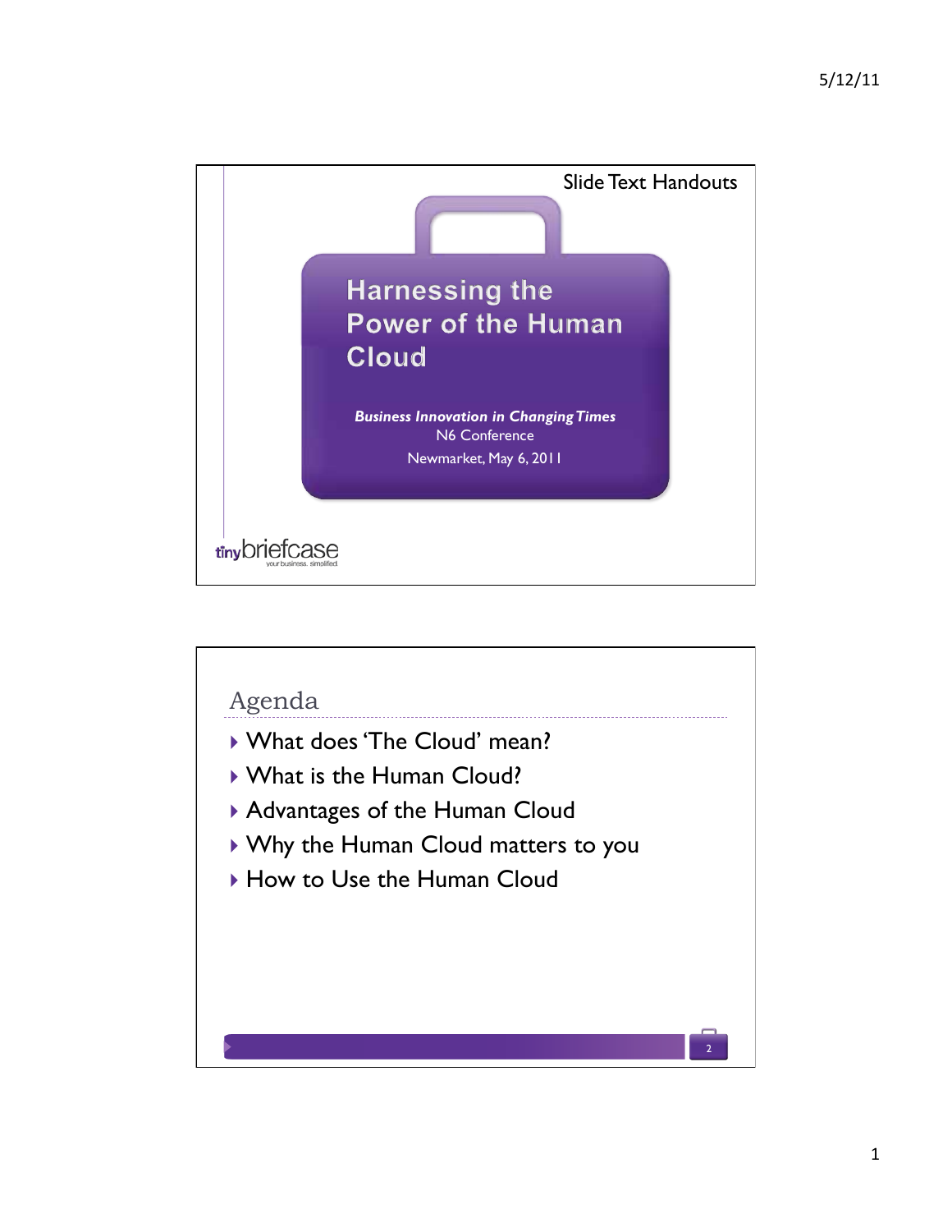Slide Text Handouts

# Harnessing the Power of the Human Cloud

***Business Innovation in Changing Times***

N6 Conference

Newmarket, May 6, 2011

tinybriefcase
your business. simplified.

## Agenda

- What does 'The Cloud' mean?
- What is the Human Cloud?
- Advantages of the Human Cloud
- Why the Human Cloud matters to you
- How to Use the Human Cloud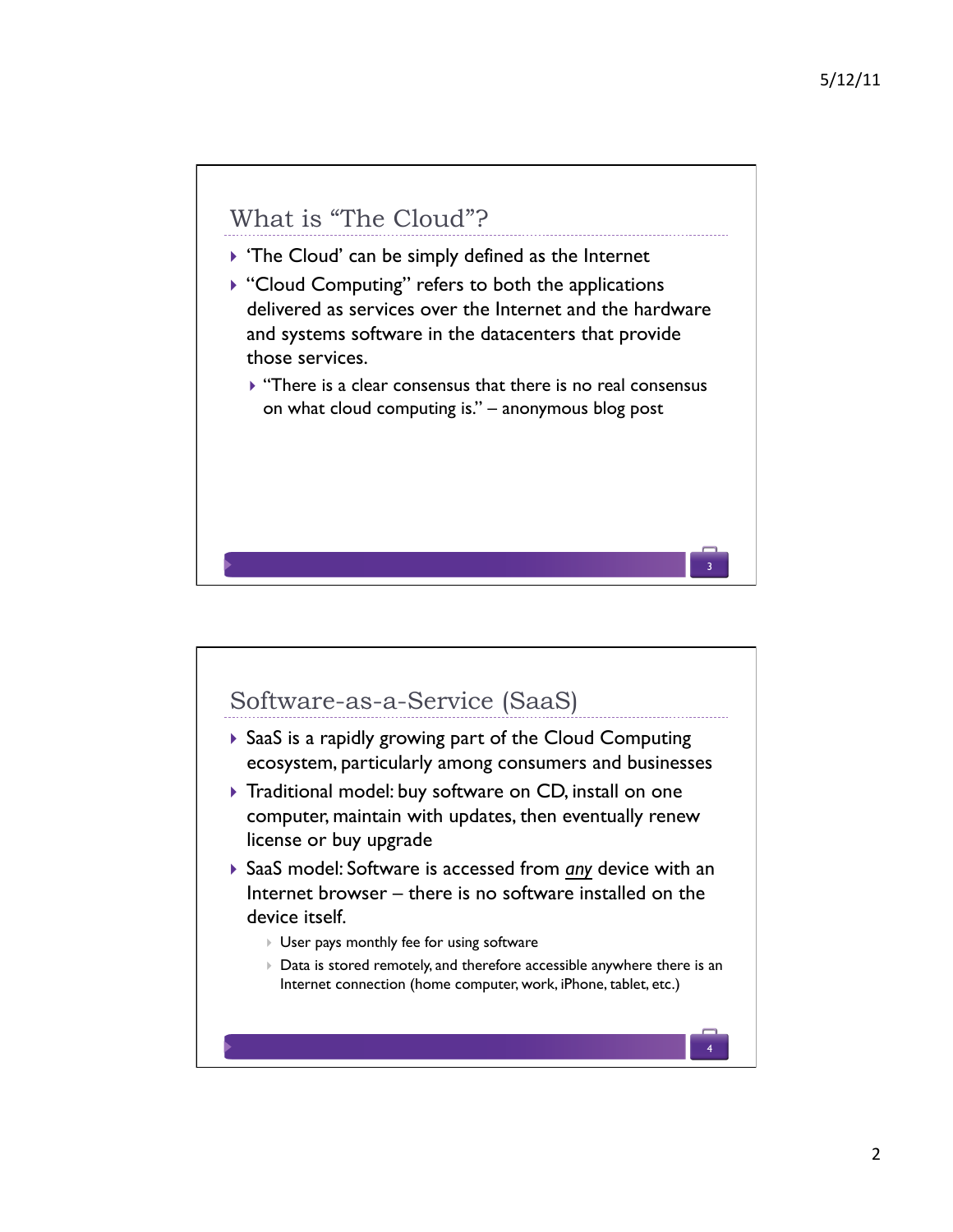## What is "The Cloud"?

- 'The Cloud' can be simply defined as the Internet
- "Cloud Computing" refers to both the applications delivered as services over the Internet and the hardware and systems software in the datacenters that provide those services.
  - "There is a clear consensus that there is no real consensus on what cloud computing is." – anonymous blog post

## Software-as-a-Service (SaaS)

- SaaS is a rapidly growing part of the Cloud Computing ecosystem, particularly among consumers and businesses
- Traditional model: buy software on CD, install on one computer, maintain with updates, then eventually renew license or buy upgrade
- SaaS model: Software is accessed from *any* device with an Internet browser – there is no software installed on the device itself.
  - User pays monthly fee for using software
  - Data is stored remotely, and therefore accessible anywhere there is an Internet connection (home computer, work, iPhone, tablet, etc.)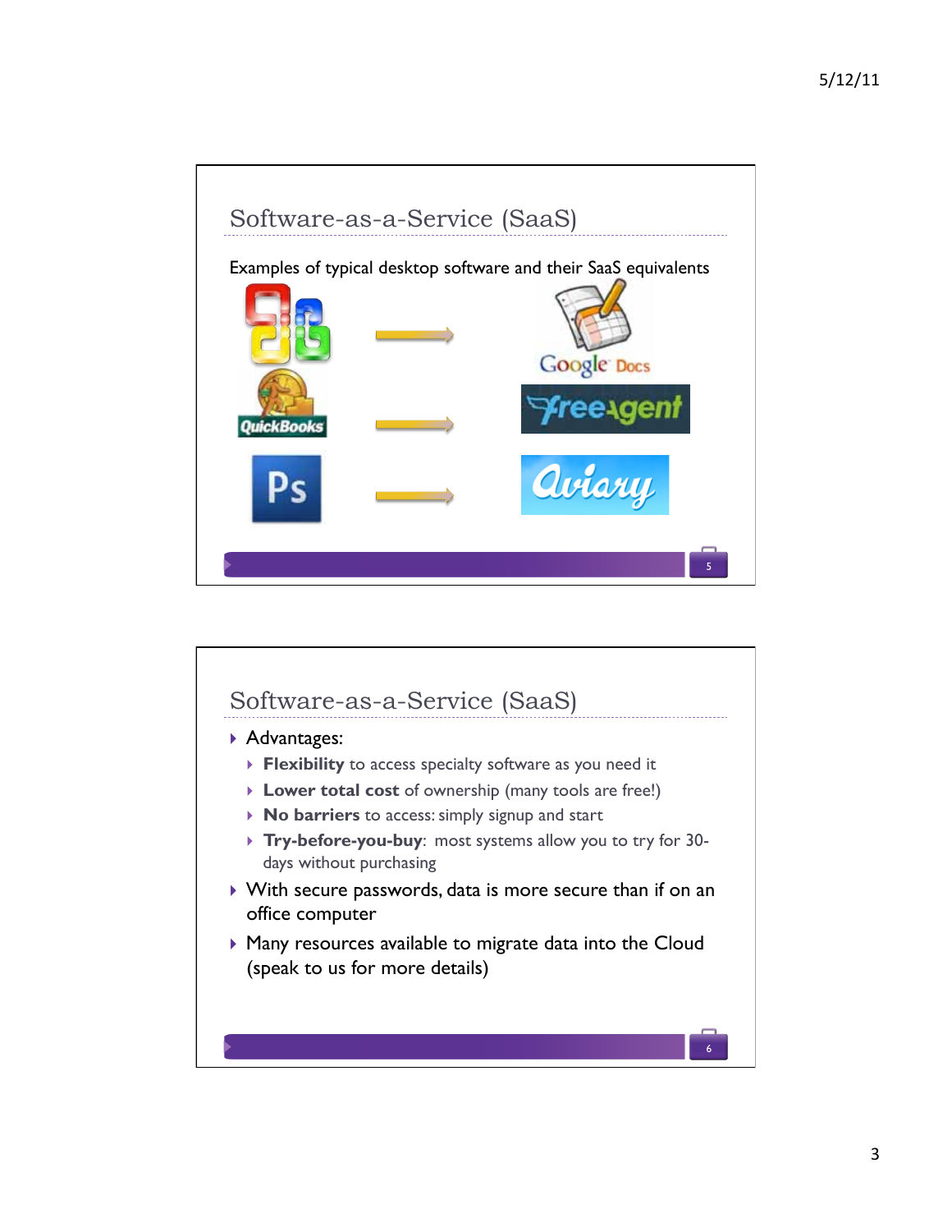## Software-as-a-Service (SaaS)

Examples of typical desktop software and their SaaS equivalents

QuickBooks → freeagent

Ps → Aviary

Google Docs

## Software-as-a-Service (SaaS)

- Advantages:
  - **Flexibility** to access specialty software as you need it
  - **Lower total cost** of ownership (many tools are free!)
  - **No barriers** to access: simply signup and start
  - **Try-before-you-buy**: most systems allow you to try for 30-days without purchasing
- With secure passwords, data is more secure than if on an office computer
- Many resources available to migrate data into the Cloud (speak to us for more details)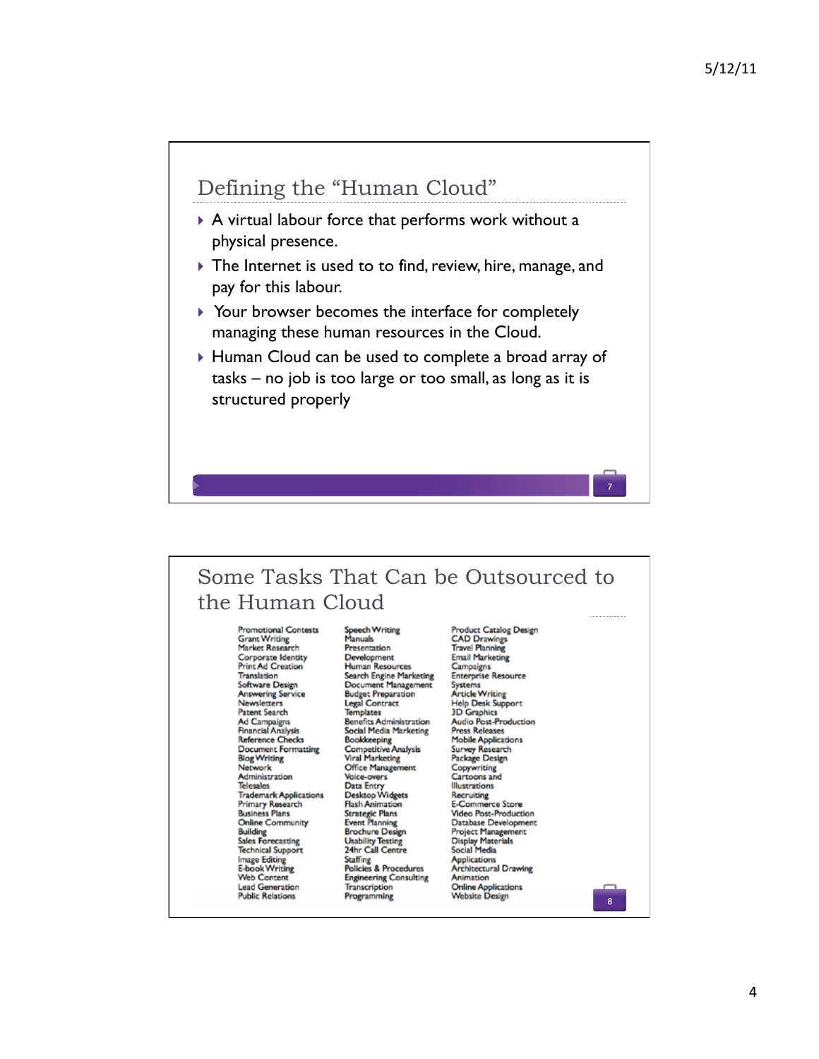## Defining the "Human Cloud"

- A virtual labour force that performs work without a physical presence.
- The Internet is used to to find, review, hire, manage, and pay for this labour.
- Your browser becomes the interface for completely managing these human resources in the Cloud.
- Human Cloud can be used to complete a broad array of tasks – no job is too large or too small, as long as it is structured properly

## Some Tasks That Can be Outsourced to the Human Cloud

Promotional Contests
Grant Writing
Market Research
Corporate Identity
Print Ad Creation
Translation
Software Design
Answering Service
Newsletters
Patent Search
Ad Campaigns
Financial Analysis
Reference Checks
Document Formatting
Blog Writing
Network Administration
Telesales
Trademark Applications
Primary Research
Business Plans
Online Community Building
Sales Forecasting
Technical Support
Image Editing
E-book Writing
Web Content
Lead Generation
Public Relations

Speech Writing
Manuals
Presentation Development
Human Resources
Search Engine Marketing
Document Management
Budget Preparation
Legal Contract Templates
Benefits Administration
Social Media Marketing
Bookkeeping
Competitive Analysis
Viral Marketing
Office Management
Voice-overs
Data Entry
Desktop Widgets
Flash Animation
Strategic Plans
Event Planning
Brochure Design
Usability Testing
24hr Call Centre
Staffing
Policies & Procedures
Engineering Consulting
Transcription
Programming

Product Catalog Design
CAD Drawings
Travel Planning
Email Marketing Campaigns
Enterprise Resource Systems
Article Writing
Help Desk Support
3D Graphics
Audio Post-Production
Press Releases
Mobile Applications
Survey Research
Package Design
Copywriting
Cartoons and Illustrations
Recruiting
E-Commerce Store
Video Post-Production
Database Development
Project Management
Display Materials
Social Media Applications
Architectural Drawing
Animation
Online Applications
Website Design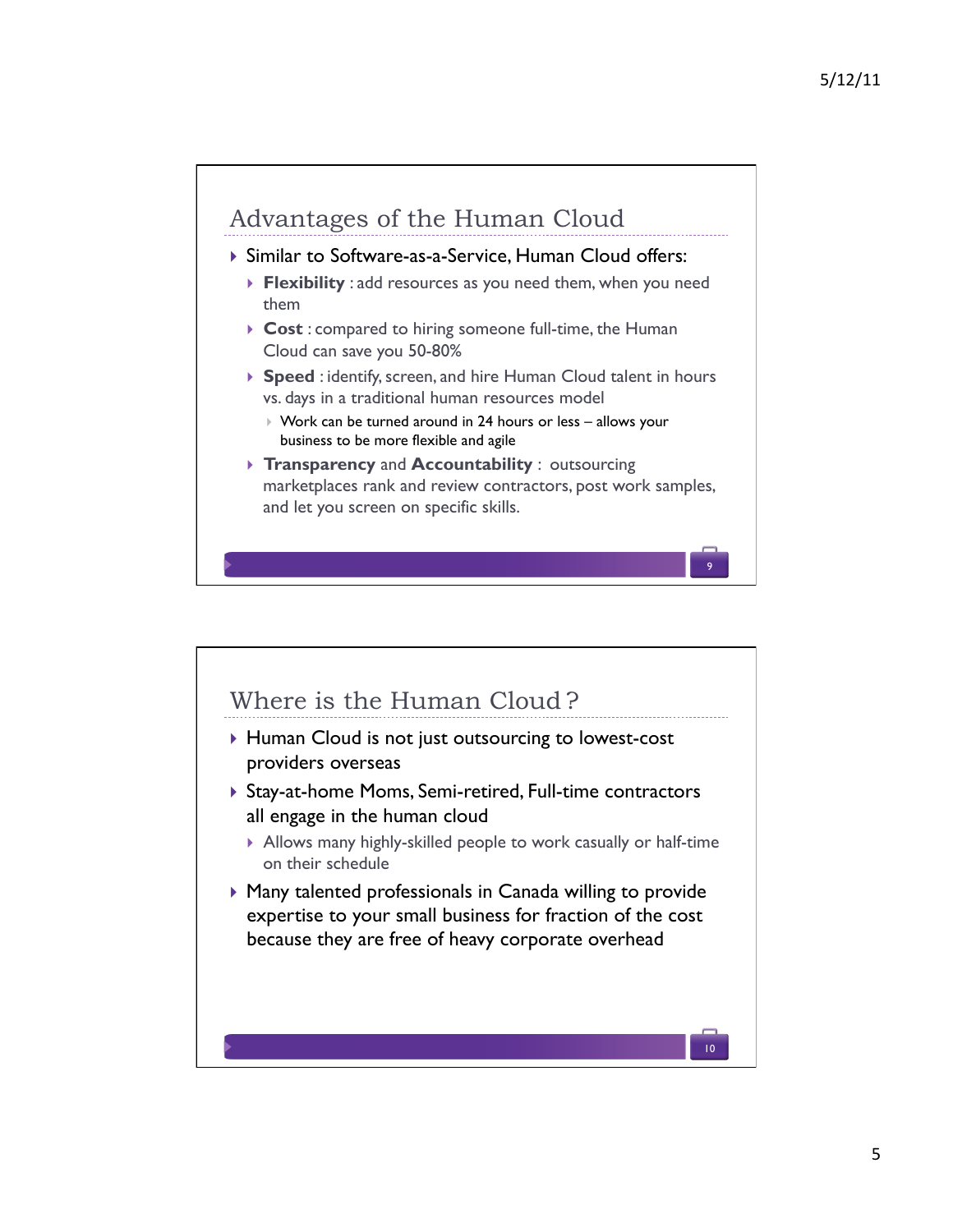## Advantages of the Human Cloud

- Similar to Software-as-a-Service, Human Cloud offers:
  - **Flexibility** : add resources as you need them, when you need them
  - **Cost** : compared to hiring someone full-time, the Human Cloud can save you 50-80%
  - **Speed** : identify, screen, and hire Human Cloud talent in hours vs. days in a traditional human resources model
    - Work can be turned around in 24 hours or less – allows your business to be more flexible and agile
  - **Transparency** and **Accountability** : outsourcing marketplaces rank and review contractors, post work samples, and let you screen on specific skills.

## Where is the Human Cloud ?

- Human Cloud is not just outsourcing to lowest-cost providers overseas
- Stay-at-home Moms, Semi-retired, Full-time contractors all engage in the human cloud
  - Allows many highly-skilled people to work casually or half-time on their schedule
- Many talented professionals in Canada willing to provide expertise to your small business for fraction of the cost because they are free of heavy corporate overhead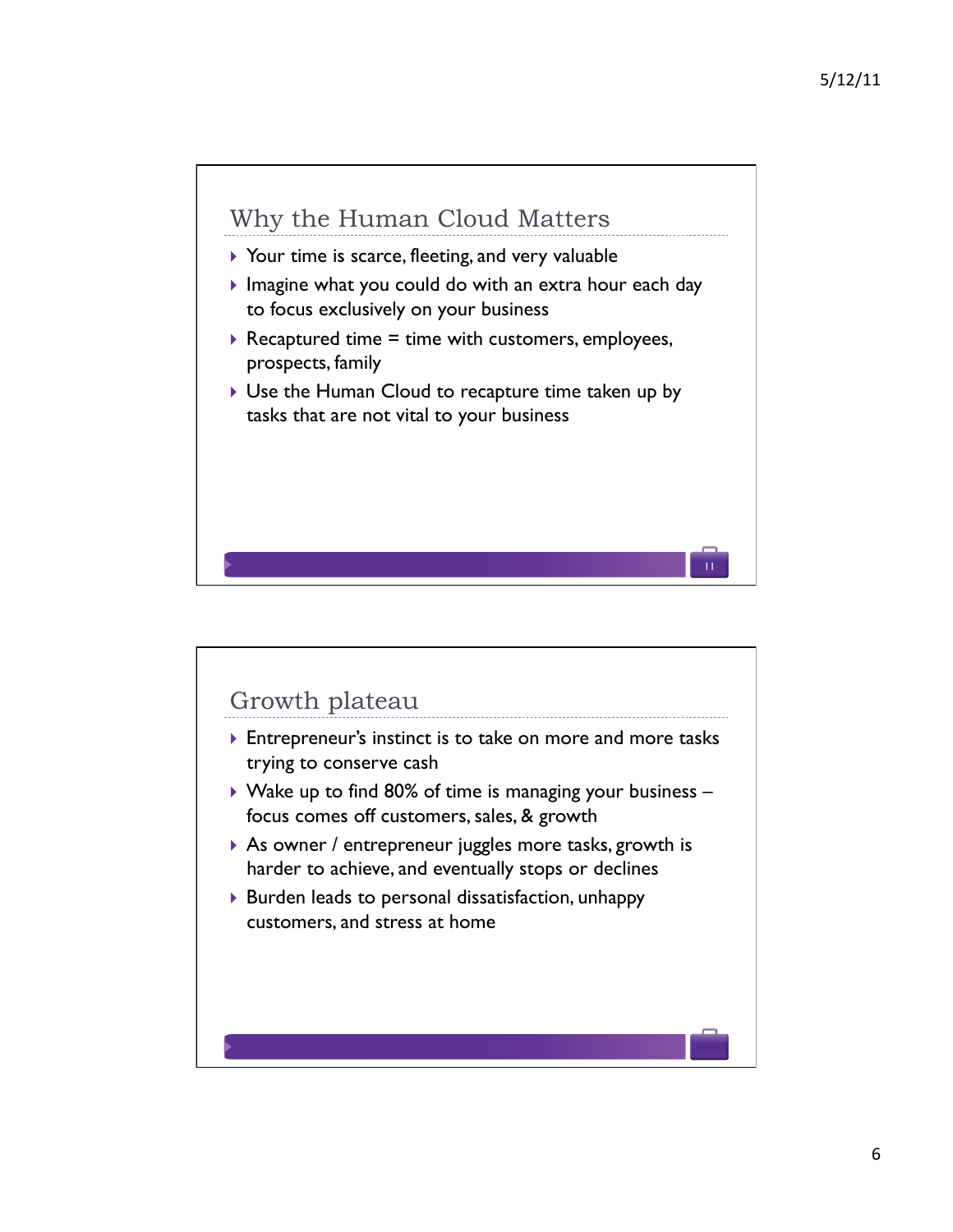## Why the Human Cloud Matters

- Your time is scarce, fleeting, and very valuable
- Imagine what you could do with an extra hour each day to focus exclusively on your business
- Recaptured time = time with customers, employees, prospects, family
- Use the Human Cloud to recapture time taken up by tasks that are not vital to your business

## Growth plateau

- Entrepreneur's instinct is to take on more and more tasks trying to conserve cash
- Wake up to find 80% of time is managing your business – focus comes off customers, sales, & growth
- As owner / entrepreneur juggles more tasks, growth is harder to achieve, and eventually stops or declines
- Burden leads to personal dissatisfaction, unhappy customers, and stress at home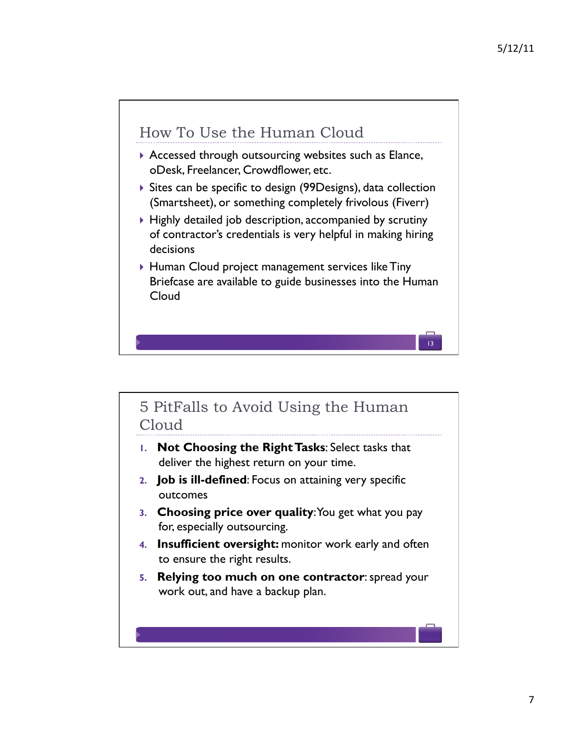## How To Use the Human Cloud

- Accessed through outsourcing websites such as Elance, oDesk, Freelancer, Crowdflower, etc.
- Sites can be specific to design (99Designs), data collection (Smartsheet), or something completely frivolous (Fiverr)
- Highly detailed job description, accompanied by scrutiny of contractor's credentials is very helpful in making hiring decisions
- Human Cloud project management services like Tiny Briefcase are available to guide businesses into the Human Cloud

## 5 PitFalls to Avoid Using the Human Cloud

1. **Not Choosing the Right Tasks**: Select tasks that deliver the highest return on your time.
2. **Job is ill-defined**: Focus on attaining very specific outcomes
3. **Choosing price over quality**: You get what you pay for, especially outsourcing.
4. **Insufficient oversight:** monitor work early and often to ensure the right results.
5. **Relying too much on one contractor**: spread your work out, and have a backup plan.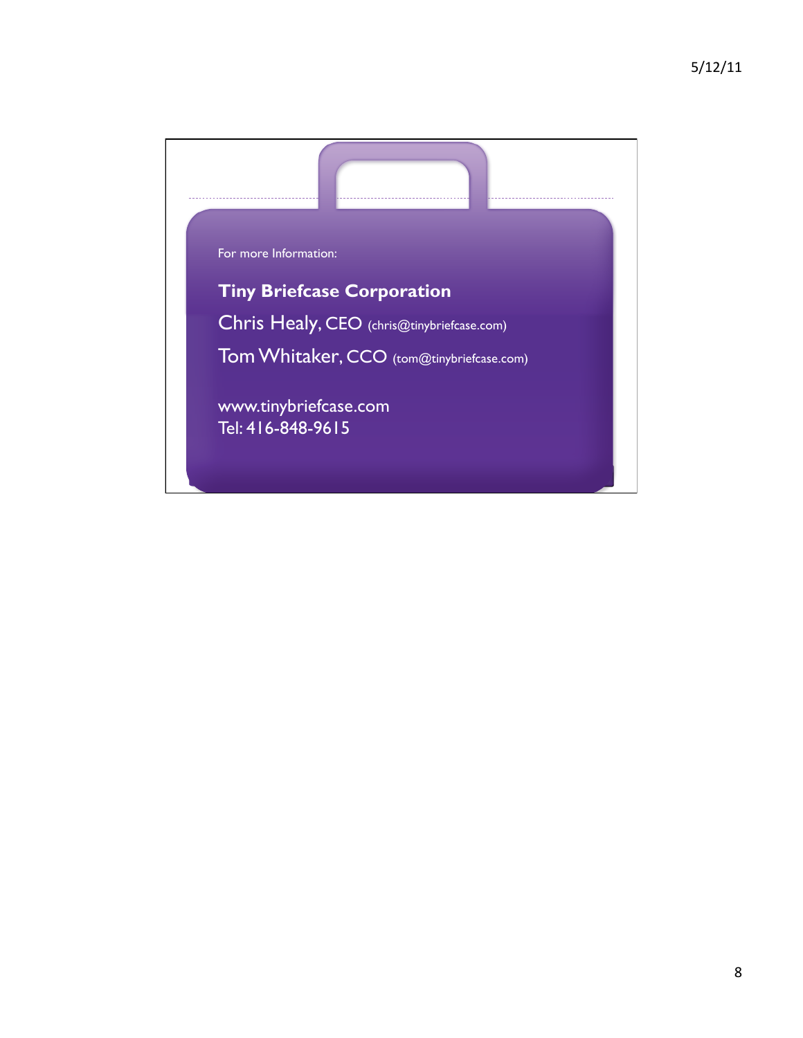For more Information:

**Tiny Briefcase Corporation**

Chris Healy, CEO (chris@tinybriefcase.com)

Tom Whitaker, CCO (tom@tinybriefcase.com)

www.tinybriefcase.com
Tel: 416-848-9615